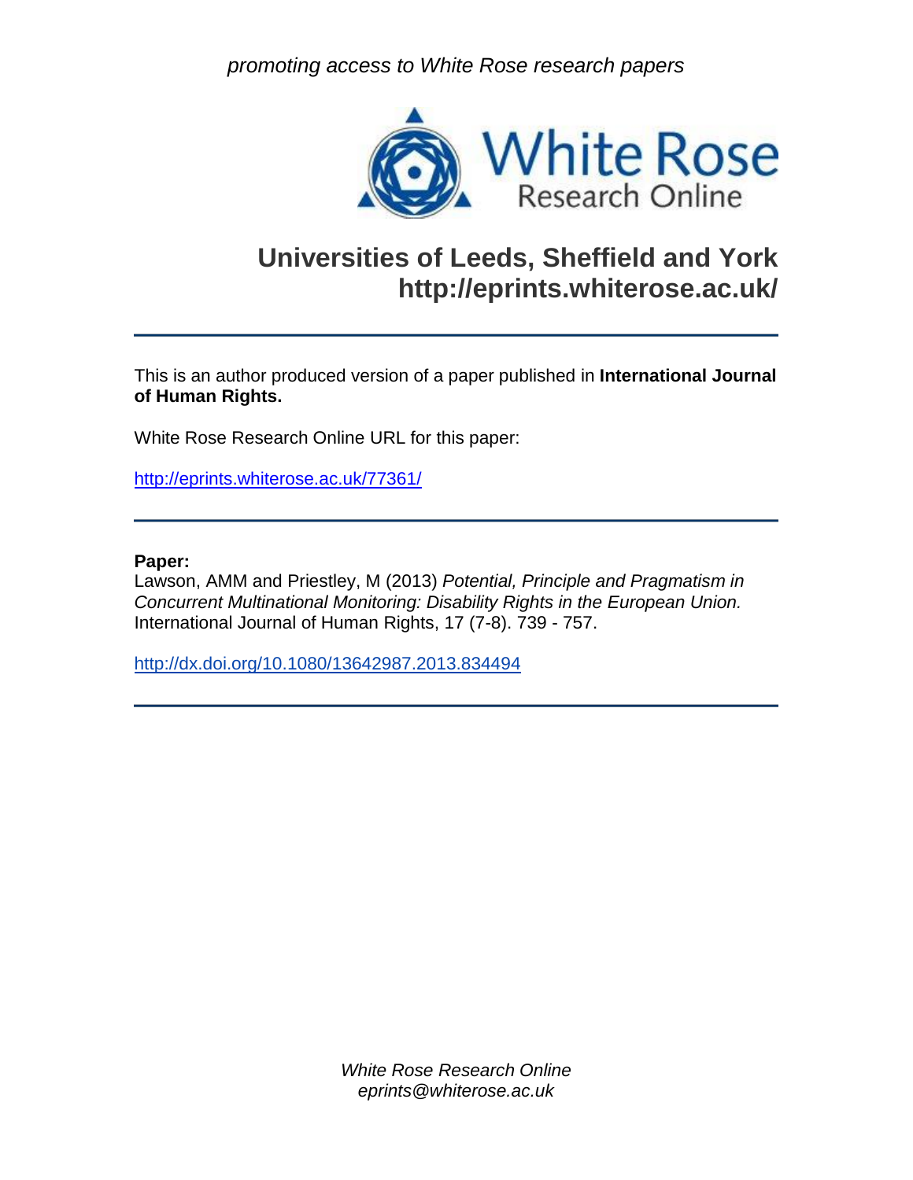*promoting access to White Rose research papers*

White Rose Research Online

# Universities of Leeds, Sheffield and York
# http://eprints.whiterose.ac.uk/

---

This is an author produced version of a paper published in **International Journal of Human Rights.**

White Rose Research Online URL for this paper:

http://eprints.whiterose.ac.uk/77361/

---

**Paper:**
Lawson, AMM and Priestley, M (2013) *Potential, Principle and Pragmatism in Concurrent Multinational Monitoring: Disability Rights in the European Union.* International Journal of Human Rights, 17 (7-8). 739 - 757.

http://dx.doi.org/10.1080/13642987.2013.834494

---

*White Rose Research Online*
*eprints@whiterose.ac.uk*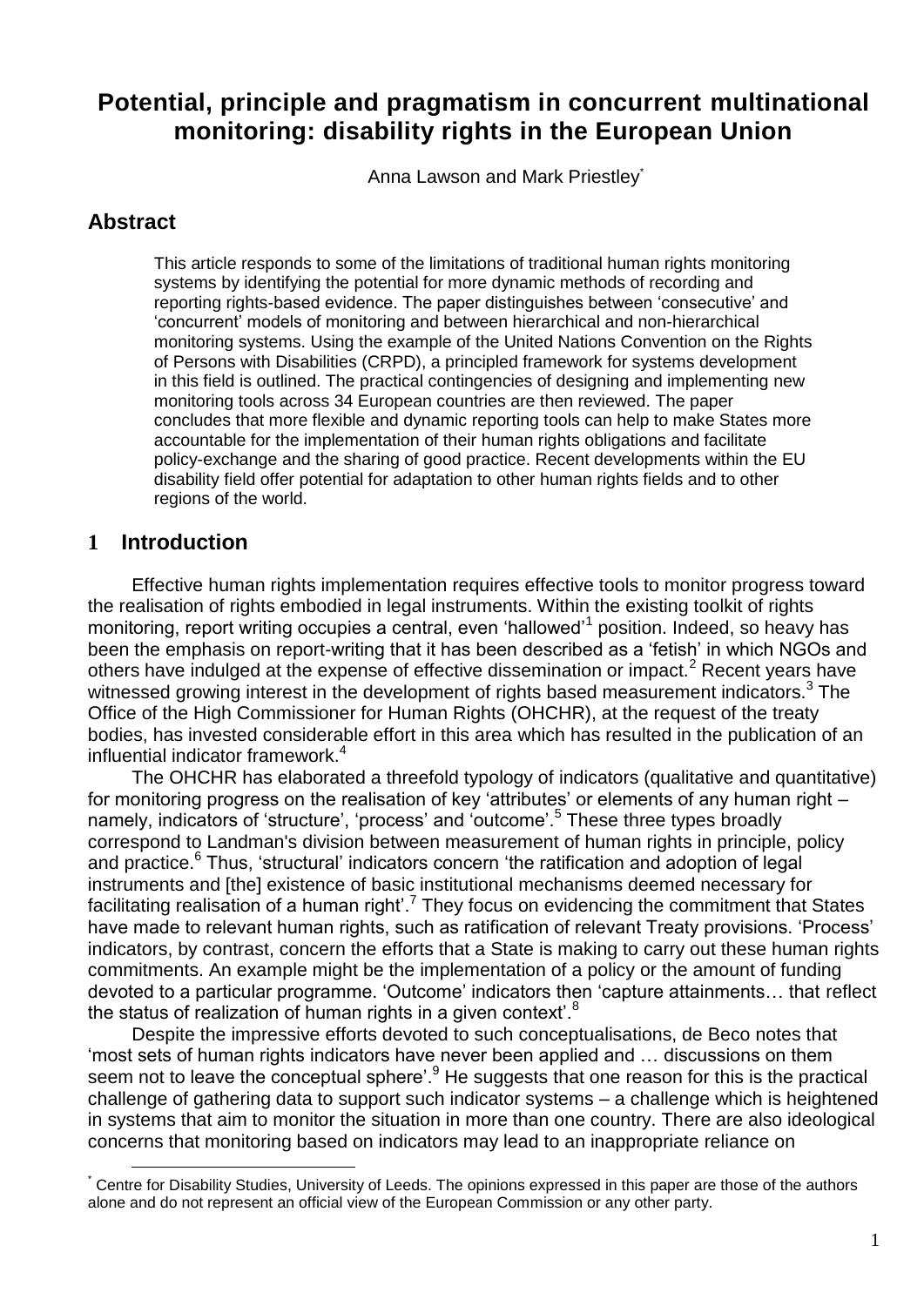# Potential, principle and pragmatism in concurrent multinational monitoring: disability rights in the European Union

Anna Lawson and Mark Priestley*

## Abstract

This article responds to some of the limitations of traditional human rights monitoring systems by identifying the potential for more dynamic methods of recording and reporting rights-based evidence. The paper distinguishes between 'consecutive' and 'concurrent' models of monitoring and between hierarchical and non-hierarchical monitoring systems. Using the example of the United Nations Convention on the Rights of Persons with Disabilities (CRPD), a principled framework for systems development in this field is outlined. The practical contingencies of designing and implementing new monitoring tools across 34 European countries are then reviewed. The paper concludes that more flexible and dynamic reporting tools can help to make States more accountable for the implementation of their human rights obligations and facilitate policy-exchange and the sharing of good practice. Recent developments within the EU disability field offer potential for adaptation to other human rights fields and to other regions of the world.

## 1 Introduction

Effective human rights implementation requires effective tools to monitor progress toward the realisation of rights embodied in legal instruments. Within the existing toolkit of rights monitoring, report writing occupies a central, even 'hallowed'[1] position. Indeed, so heavy has been the emphasis on report-writing that it has been described as a 'fetish' in which NGOs and others have indulged at the expense of effective dissemination or impact.[2] Recent years have witnessed growing interest in the development of rights based measurement indicators.[3] The Office of the High Commissioner for Human Rights (OHCHR), at the request of the treaty bodies, has invested considerable effort in this area which has resulted in the publication of an influential indicator framework.[4]

The OHCHR has elaborated a threefold typology of indicators (qualitative and quantitative) for monitoring progress on the realisation of key 'attributes' or elements of any human right – namely, indicators of 'structure', 'process' and 'outcome'.[5] These three types broadly correspond to Landman's division between measurement of human rights in principle, policy and practice.[6] Thus, 'structural' indicators concern 'the ratification and adoption of legal instruments and [the] existence of basic institutional mechanisms deemed necessary for facilitating realisation of a human right'.[7] They focus on evidencing the commitment that States have made to relevant human rights, such as ratification of relevant Treaty provisions. 'Process' indicators, by contrast, concern the efforts that a State is making to carry out these human rights commitments. An example might be the implementation of a policy or the amount of funding devoted to a particular programme. 'Outcome' indicators then 'capture attainments… that reflect the status of realization of human rights in a given context'.[8]

Despite the impressive efforts devoted to such conceptualisations, de Beco notes that 'most sets of human rights indicators have never been applied and … discussions on them seem not to leave the conceptual sphere'.[9] He suggests that one reason for this is the practical challenge of gathering data to support such indicator systems – a challenge which is heightened in systems that aim to monitor the situation in more than one country. There are also ideological concerns that monitoring based on indicators may lead to an inappropriate reliance on

---

* Centre for Disability Studies, University of Leeds. The opinions expressed in this paper are those of the authors alone and do not represent an official view of the European Commission or any other party.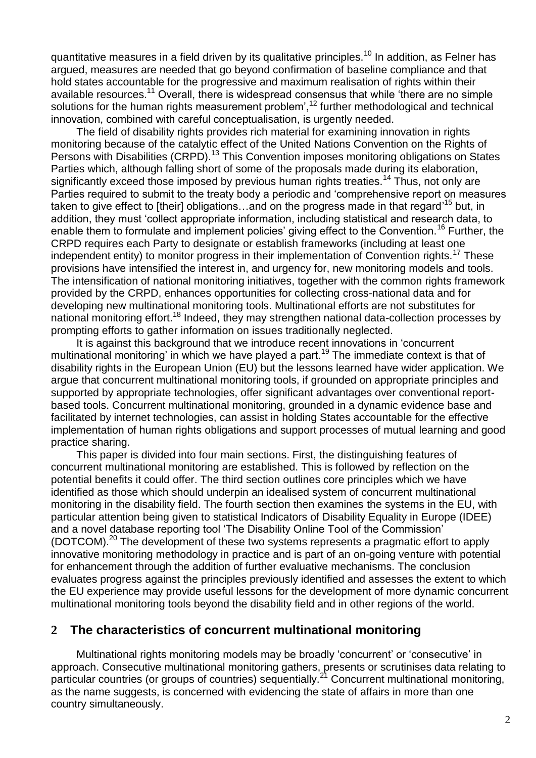quantitative measures in a field driven by its qualitative principles.[10] In addition, as Felner has argued, measures are needed that go beyond confirmation of baseline compliance and that hold states accountable for the progressive and maximum realisation of rights within their available resources.[11] Overall, there is widespread consensus that while 'there are no simple solutions for the human rights measurement problem',[12] further methodological and technical innovation, combined with careful conceptualisation, is urgently needed.

The field of disability rights provides rich material for examining innovation in rights monitoring because of the catalytic effect of the United Nations Convention on the Rights of Persons with Disabilities (CRPD).[13] This Convention imposes monitoring obligations on States Parties which, although falling short of some of the proposals made during its elaboration, significantly exceed those imposed by previous human rights treaties.[14] Thus, not only are Parties required to submit to the treaty body a periodic and 'comprehensive report on measures taken to give effect to [their] obligations…and on the progress made in that regard'[15] but, in addition, they must 'collect appropriate information, including statistical and research data, to enable them to formulate and implement policies' giving effect to the Convention.[16] Further, the CRPD requires each Party to designate or establish frameworks (including at least one independent entity) to monitor progress in their implementation of Convention rights.[17] These provisions have intensified the interest in, and urgency for, new monitoring models and tools. The intensification of national monitoring initiatives, together with the common rights framework provided by the CRPD, enhances opportunities for collecting cross-national data and for developing new multinational monitoring tools. Multinational efforts are not substitutes for national monitoring effort.[18] Indeed, they may strengthen national data-collection processes by prompting efforts to gather information on issues traditionally neglected.

It is against this background that we introduce recent innovations in 'concurrent multinational monitoring' in which we have played a part.[19] The immediate context is that of disability rights in the European Union (EU) but the lessons learned have wider application. We argue that concurrent multinational monitoring tools, if grounded on appropriate principles and supported by appropriate technologies, offer significant advantages over conventional report-based tools. Concurrent multinational monitoring, grounded in a dynamic evidence base and facilitated by internet technologies, can assist in holding States accountable for the effective implementation of human rights obligations and support processes of mutual learning and good practice sharing.

This paper is divided into four main sections. First, the distinguishing features of concurrent multinational monitoring are established. This is followed by reflection on the potential benefits it could offer. The third section outlines core principles which we have identified as those which should underpin an idealised system of concurrent multinational monitoring in the disability field. The fourth section then examines the systems in the EU, with particular attention being given to statistical Indicators of Disability Equality in Europe (IDEE) and a novel database reporting tool 'The Disability Online Tool of the Commission' (DOTCOM).[20] The development of these two systems represents a pragmatic effort to apply innovative monitoring methodology in practice and is part of an on-going venture with potential for enhancement through the addition of further evaluative mechanisms. The conclusion evaluates progress against the principles previously identified and assesses the extent to which the EU experience may provide useful lessons for the development of more dynamic concurrent multinational monitoring tools beyond the disability field and in other regions of the world.

## 2 The characteristics of concurrent multinational monitoring

Multinational rights monitoring models may be broadly 'concurrent' or 'consecutive' in approach. Consecutive multinational monitoring gathers, presents or scrutinises data relating to particular countries (or groups of countries) sequentially.[21] Concurrent multinational monitoring, as the name suggests, is concerned with evidencing the state of affairs in more than one country simultaneously.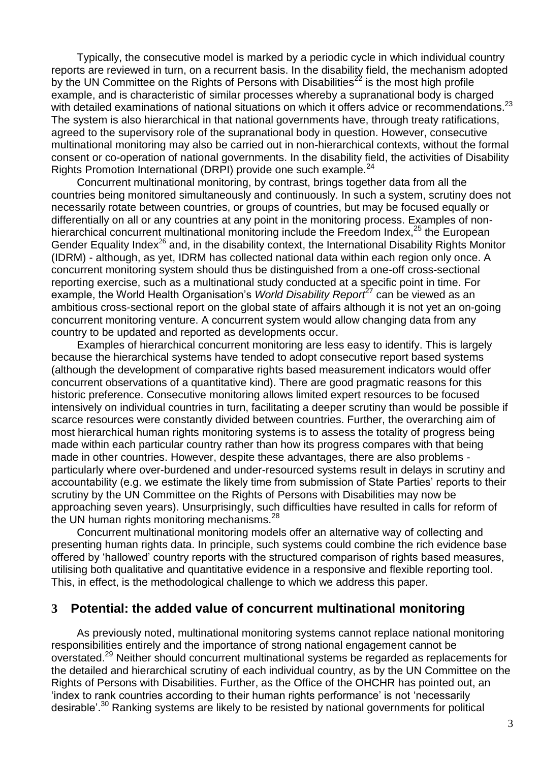Typically, the consecutive model is marked by a periodic cycle in which individual country reports are reviewed in turn, on a recurrent basis. In the disability field, the mechanism adopted by the UN Committee on the Rights of Persons with Disabilities[22] is the most high profile example, and is characteristic of similar processes whereby a supranational body is charged with detailed examinations of national situations on which it offers advice or recommendations.[23] The system is also hierarchical in that national governments have, through treaty ratifications, agreed to the supervisory role of the supranational body in question. However, consecutive multinational monitoring may also be carried out in non-hierarchical contexts, without the formal consent or co-operation of national governments. In the disability field, the activities of Disability Rights Promotion International (DRPI) provide one such example.[24]

Concurrent multinational monitoring, by contrast, brings together data from all the countries being monitored simultaneously and continuously. In such a system, scrutiny does not necessarily rotate between countries, or groups of countries, but may be focused equally or differentially on all or any countries at any point in the monitoring process. Examples of non-hierarchical concurrent multinational monitoring include the Freedom Index,[25] the European Gender Equality Index[26] and, in the disability context, the International Disability Rights Monitor (IDRM) - although, as yet, IDRM has collected national data within each region only once. A concurrent monitoring system should thus be distinguished from a one-off cross-sectional reporting exercise, such as a multinational study conducted at a specific point in time. For example, the World Health Organisation's *World Disability Report*[27] can be viewed as an ambitious cross-sectional report on the global state of affairs although it is not yet an on-going concurrent monitoring venture. A concurrent system would allow changing data from any country to be updated and reported as developments occur.

Examples of hierarchical concurrent monitoring are less easy to identify. This is largely because the hierarchical systems have tended to adopt consecutive report based systems (although the development of comparative rights based measurement indicators would offer concurrent observations of a quantitative kind). There are good pragmatic reasons for this historic preference. Consecutive monitoring allows limited expert resources to be focused intensively on individual countries in turn, facilitating a deeper scrutiny than would be possible if scarce resources were constantly divided between countries. Further, the overarching aim of most hierarchical human rights monitoring systems is to assess the totality of progress being made within each particular country rather than how its progress compares with that being made in other countries. However, despite these advantages, there are also problems - particularly where over-burdened and under-resourced systems result in delays in scrutiny and accountability (e.g. we estimate the likely time from submission of State Parties' reports to their scrutiny by the UN Committee on the Rights of Persons with Disabilities may now be approaching seven years). Unsurprisingly, such difficulties have resulted in calls for reform of the UN human rights monitoring mechanisms.[28]

Concurrent multinational monitoring models offer an alternative way of collecting and presenting human rights data. In principle, such systems could combine the rich evidence base offered by 'hallowed' country reports with the structured comparison of rights based measures, utilising both qualitative and quantitative evidence in a responsive and flexible reporting tool. This, in effect, is the methodological challenge to which we address this paper.

## 3 Potential: the added value of concurrent multinational monitoring

As previously noted, multinational monitoring systems cannot replace national monitoring responsibilities entirely and the importance of strong national engagement cannot be overstated.[29] Neither should concurrent multinational systems be regarded as replacements for the detailed and hierarchical scrutiny of each individual country, as by the UN Committee on the Rights of Persons with Disabilities. Further, as the Office of the OHCHR has pointed out, an 'index to rank countries according to their human rights performance' is not 'necessarily desirable'.[30] Ranking systems are likely to be resisted by national governments for political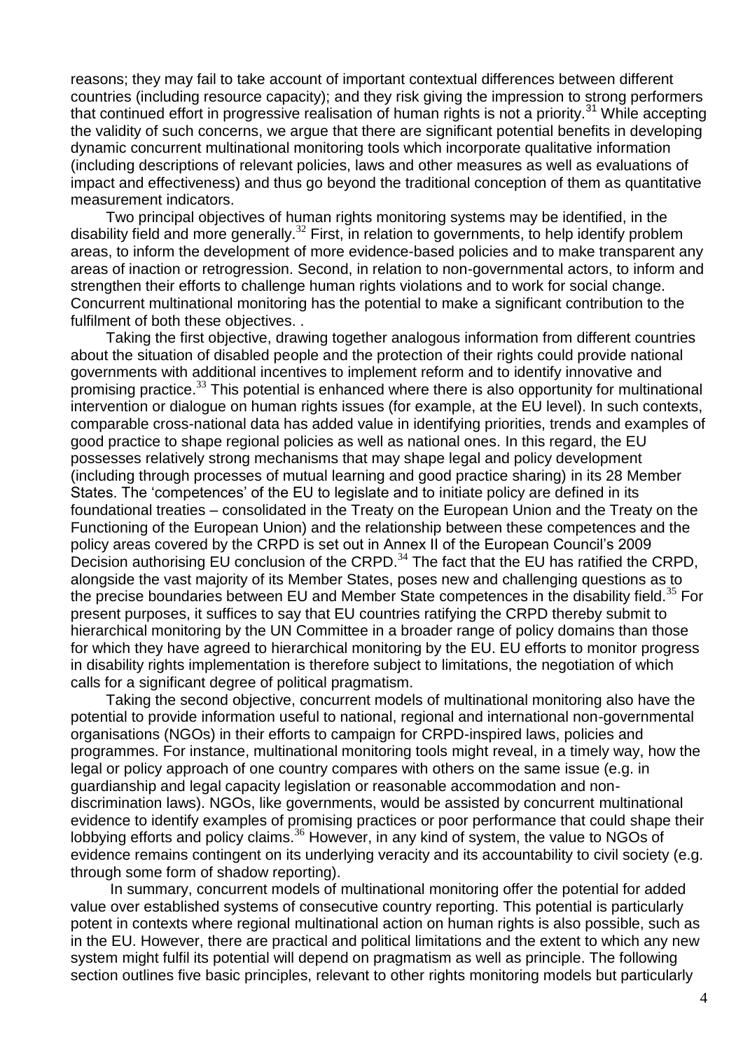reasons; they may fail to take account of important contextual differences between different countries (including resource capacity); and they risk giving the impression to strong performers that continued effort in progressive realisation of human rights is not a priority.[31] While accepting the validity of such concerns, we argue that there are significant potential benefits in developing dynamic concurrent multinational monitoring tools which incorporate qualitative information (including descriptions of relevant policies, laws and other measures as well as evaluations of impact and effectiveness) and thus go beyond the traditional conception of them as quantitative measurement indicators.

Two principal objectives of human rights monitoring systems may be identified, in the disability field and more generally.[32] First, in relation to governments, to help identify problem areas, to inform the development of more evidence-based policies and to make transparent any areas of inaction or retrogression. Second, in relation to non-governmental actors, to inform and strengthen their efforts to challenge human rights violations and to work for social change. Concurrent multinational monitoring has the potential to make a significant contribution to the fulfilment of both these objectives. .

Taking the first objective, drawing together analogous information from different countries about the situation of disabled people and the protection of their rights could provide national governments with additional incentives to implement reform and to identify innovative and promising practice.[33] This potential is enhanced where there is also opportunity for multinational intervention or dialogue on human rights issues (for example, at the EU level). In such contexts, comparable cross-national data has added value in identifying priorities, trends and examples of good practice to shape regional policies as well as national ones. In this regard, the EU possesses relatively strong mechanisms that may shape legal and policy development (including through processes of mutual learning and good practice sharing) in its 28 Member States. The 'competences' of the EU to legislate and to initiate policy are defined in its foundational treaties – consolidated in the Treaty on the European Union and the Treaty on the Functioning of the European Union) and the relationship between these competences and the policy areas covered by the CRPD is set out in Annex II of the European Council's 2009 Decision authorising EU conclusion of the CRPD.[34] The fact that the EU has ratified the CRPD, alongside the vast majority of its Member States, poses new and challenging questions as to the precise boundaries between EU and Member State competences in the disability field.[35] For present purposes, it suffices to say that EU countries ratifying the CRPD thereby submit to hierarchical monitoring by the UN Committee in a broader range of policy domains than those for which they have agreed to hierarchical monitoring by the EU. EU efforts to monitor progress in disability rights implementation is therefore subject to limitations, the negotiation of which calls for a significant degree of political pragmatism.

Taking the second objective, concurrent models of multinational monitoring also have the potential to provide information useful to national, regional and international non-governmental organisations (NGOs) in their efforts to campaign for CRPD-inspired laws, policies and programmes. For instance, multinational monitoring tools might reveal, in a timely way, how the legal or policy approach of one country compares with others on the same issue (e.g. in guardianship and legal capacity legislation or reasonable accommodation and non-discrimination laws). NGOs, like governments, would be assisted by concurrent multinational evidence to identify examples of promising practices or poor performance that could shape their lobbying efforts and policy claims.[36] However, in any kind of system, the value to NGOs of evidence remains contingent on its underlying veracity and its accountability to civil society (e.g. through some form of shadow reporting).

In summary, concurrent models of multinational monitoring offer the potential for added value over established systems of consecutive country reporting. This potential is particularly potent in contexts where regional multinational action on human rights is also possible, such as in the EU. However, there are practical and political limitations and the extent to which any new system might fulfil its potential will depend on pragmatism as well as principle. The following section outlines five basic principles, relevant to other rights monitoring models but particularly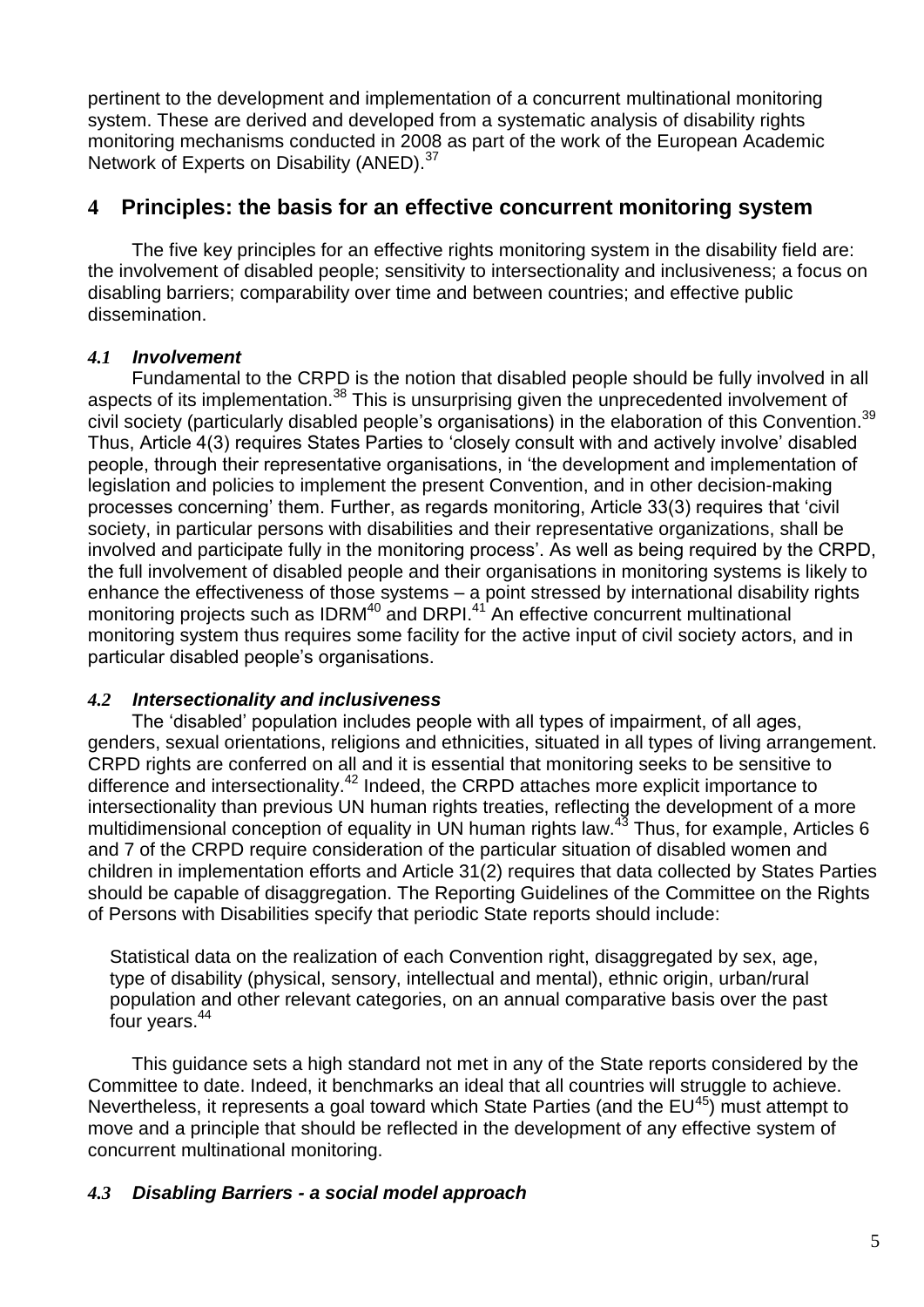pertinent to the development and implementation of a concurrent multinational monitoring system. These are derived and developed from a systematic analysis of disability rights monitoring mechanisms conducted in 2008 as part of the work of the European Academic Network of Experts on Disability (ANED).[37]

## 4 Principles: the basis for an effective concurrent monitoring system

The five key principles for an effective rights monitoring system in the disability field are: the involvement of disabled people; sensitivity to intersectionality and inclusiveness; a focus on disabling barriers; comparability over time and between countries; and effective public dissemination.

### *4.1 Involvement*

Fundamental to the CRPD is the notion that disabled people should be fully involved in all aspects of its implementation.[38] This is unsurprising given the unprecedented involvement of civil society (particularly disabled people's organisations) in the elaboration of this Convention.[39] Thus, Article 4(3) requires States Parties to 'closely consult with and actively involve' disabled people, through their representative organisations, in 'the development and implementation of legislation and policies to implement the present Convention, and in other decision-making processes concerning' them. Further, as regards monitoring, Article 33(3) requires that 'civil society, in particular persons with disabilities and their representative organizations, shall be involved and participate fully in the monitoring process'. As well as being required by the CRPD, the full involvement of disabled people and their organisations in monitoring systems is likely to enhance the effectiveness of those systems – a point stressed by international disability rights monitoring projects such as IDRM[40] and DRPI.[41] An effective concurrent multinational monitoring system thus requires some facility for the active input of civil society actors, and in particular disabled people's organisations.

### *4.2 Intersectionality and inclusiveness*

The 'disabled' population includes people with all types of impairment, of all ages, genders, sexual orientations, religions and ethnicities, situated in all types of living arrangement. CRPD rights are conferred on all and it is essential that monitoring seeks to be sensitive to difference and intersectionality.[42] Indeed, the CRPD attaches more explicit importance to intersectionality than previous UN human rights treaties, reflecting the development of a more multidimensional conception of equality in UN human rights law.[43] Thus, for example, Articles 6 and 7 of the CRPD require consideration of the particular situation of disabled women and children in implementation efforts and Article 31(2) requires that data collected by States Parties should be capable of disaggregation. The Reporting Guidelines of the Committee on the Rights of Persons with Disabilities specify that periodic State reports should include:

> Statistical data on the realization of each Convention right, disaggregated by sex, age, type of disability (physical, sensory, intellectual and mental), ethnic origin, urban/rural population and other relevant categories, on an annual comparative basis over the past four years.[44]

This guidance sets a high standard not met in any of the State reports considered by the Committee to date. Indeed, it benchmarks an ideal that all countries will struggle to achieve. Nevertheless, it represents a goal toward which State Parties (and the EU[45]) must attempt to move and a principle that should be reflected in the development of any effective system of concurrent multinational monitoring.

### *4.3 Disabling Barriers - a social model approach*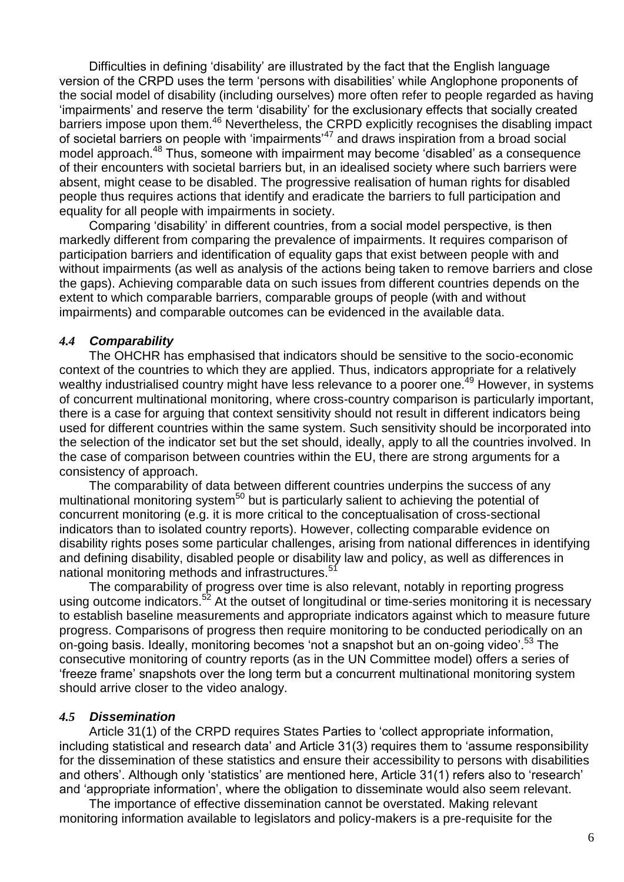Difficulties in defining 'disability' are illustrated by the fact that the English language version of the CRPD uses the term 'persons with disabilities' while Anglophone proponents of the social model of disability (including ourselves) more often refer to people regarded as having 'impairments' and reserve the term 'disability' for the exclusionary effects that socially created barriers impose upon them.[46] Nevertheless, the CRPD explicitly recognises the disabling impact of societal barriers on people with 'impairments'[47] and draws inspiration from a broad social model approach.[48] Thus, someone with impairment may become 'disabled' as a consequence of their encounters with societal barriers but, in an idealised society where such barriers were absent, might cease to be disabled. The progressive realisation of human rights for disabled people thus requires actions that identify and eradicate the barriers to full participation and equality for all people with impairments in society.

Comparing 'disability' in different countries, from a social model perspective, is then markedly different from comparing the prevalence of impairments. It requires comparison of participation barriers and identification of equality gaps that exist between people with and without impairments (as well as analysis of the actions being taken to remove barriers and close the gaps). Achieving comparable data on such issues from different countries depends on the extent to which comparable barriers, comparable groups of people (with and without impairments) and comparable outcomes can be evidenced in the available data.

### *4.4 Comparability*

The OHCHR has emphasised that indicators should be sensitive to the socio-economic context of the countries to which they are applied. Thus, indicators appropriate for a relatively wealthy industrialised country might have less relevance to a poorer one.[49] However, in systems of concurrent multinational monitoring, where cross-country comparison is particularly important, there is a case for arguing that context sensitivity should not result in different indicators being used for different countries within the same system. Such sensitivity should be incorporated into the selection of the indicator set but the set should, ideally, apply to all the countries involved. In the case of comparison between countries within the EU, there are strong arguments for a consistency of approach.

The comparability of data between different countries underpins the success of any multinational monitoring system[50] but is particularly salient to achieving the potential of concurrent monitoring (e.g. it is more critical to the conceptualisation of cross-sectional indicators than to isolated country reports). However, collecting comparable evidence on disability rights poses some particular challenges, arising from national differences in identifying and defining disability, disabled people or disability law and policy, as well as differences in national monitoring methods and infrastructures.[51]

The comparability of progress over time is also relevant, notably in reporting progress using outcome indicators.[52] At the outset of longitudinal or time-series monitoring it is necessary to establish baseline measurements and appropriate indicators against which to measure future progress. Comparisons of progress then require monitoring to be conducted periodically on an on-going basis. Ideally, monitoring becomes 'not a snapshot but an on-going video'.[53] The consecutive monitoring of country reports (as in the UN Committee model) offers a series of 'freeze frame' snapshots over the long term but a concurrent multinational monitoring system should arrive closer to the video analogy.

### *4.5 Dissemination*

Article 31(1) of the CRPD requires States Parties to 'collect appropriate information, including statistical and research data' and Article 31(3) requires them to 'assume responsibility for the dissemination of these statistics and ensure their accessibility to persons with disabilities and others'. Although only 'statistics' are mentioned here, Article 31(1) refers also to 'research' and 'appropriate information', where the obligation to disseminate would also seem relevant.

The importance of effective dissemination cannot be overstated. Making relevant monitoring information available to legislators and policy-makers is a pre-requisite for the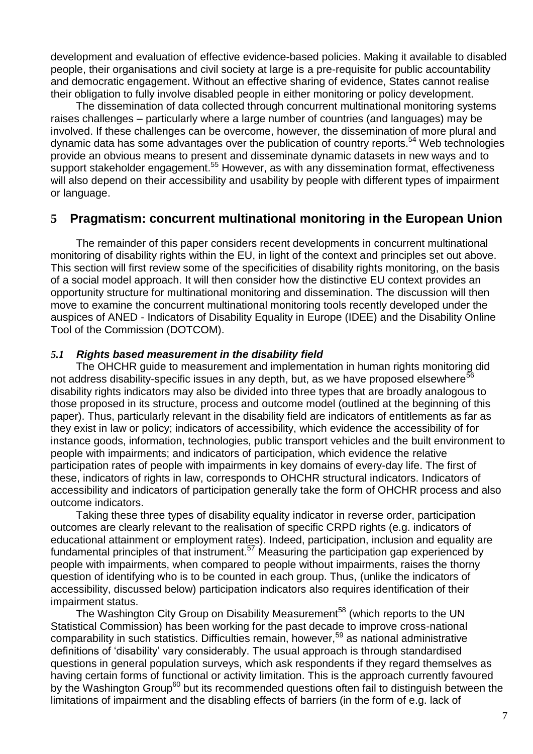development and evaluation of effective evidence-based policies. Making it available to disabled people, their organisations and civil society at large is a pre-requisite for public accountability and democratic engagement. Without an effective sharing of evidence, States cannot realise their obligation to fully involve disabled people in either monitoring or policy development.

The dissemination of data collected through concurrent multinational monitoring systems raises challenges – particularly where a large number of countries (and languages) may be involved. If these challenges can be overcome, however, the dissemination of more plural and dynamic data has some advantages over the publication of country reports.[54] Web technologies provide an obvious means to present and disseminate dynamic datasets in new ways and to support stakeholder engagement.[55] However, as with any dissemination format, effectiveness will also depend on their accessibility and usability by people with different types of impairment or language.

## 5 Pragmatism: concurrent multinational monitoring in the European Union

The remainder of this paper considers recent developments in concurrent multinational monitoring of disability rights within the EU, in light of the context and principles set out above. This section will first review some of the specificities of disability rights monitoring, on the basis of a social model approach. It will then consider how the distinctive EU context provides an opportunity structure for multinational monitoring and dissemination. The discussion will then move to examine the concurrent multinational monitoring tools recently developed under the auspices of ANED - Indicators of Disability Equality in Europe (IDEE) and the Disability Online Tool of the Commission (DOTCOM).

### *5.1 Rights based measurement in the disability field*

The OHCHR guide to measurement and implementation in human rights monitoring did not address disability-specific issues in any depth, but, as we have proposed elsewhere[56] disability rights indicators may also be divided into three types that are broadly analogous to those proposed in its structure, process and outcome model (outlined at the beginning of this paper). Thus, particularly relevant in the disability field are indicators of entitlements as far as they exist in law or policy; indicators of accessibility, which evidence the accessibility of for instance goods, information, technologies, public transport vehicles and the built environment to people with impairments; and indicators of participation, which evidence the relative participation rates of people with impairments in key domains of every-day life. The first of these, indicators of rights in law, corresponds to OHCHR structural indicators. Indicators of accessibility and indicators of participation generally take the form of OHCHR process and also outcome indicators.

Taking these three types of disability equality indicator in reverse order, participation outcomes are clearly relevant to the realisation of specific CRPD rights (e.g. indicators of educational attainment or employment rates). Indeed, participation, inclusion and equality are fundamental principles of that instrument.[57] Measuring the participation gap experienced by people with impairments, when compared to people without impairments, raises the thorny question of identifying who is to be counted in each group. Thus, (unlike the indicators of accessibility, discussed below) participation indicators also requires identification of their impairment status.

The Washington City Group on Disability Measurement[58] (which reports to the UN Statistical Commission) has been working for the past decade to improve cross-national comparability in such statistics. Difficulties remain, however,[59] as national administrative definitions of 'disability' vary considerably. The usual approach is through standardised questions in general population surveys, which ask respondents if they regard themselves as having certain forms of functional or activity limitation. This is the approach currently favoured by the Washington Group[60] but its recommended questions often fail to distinguish between the limitations of impairment and the disabling effects of barriers (in the form of e.g. lack of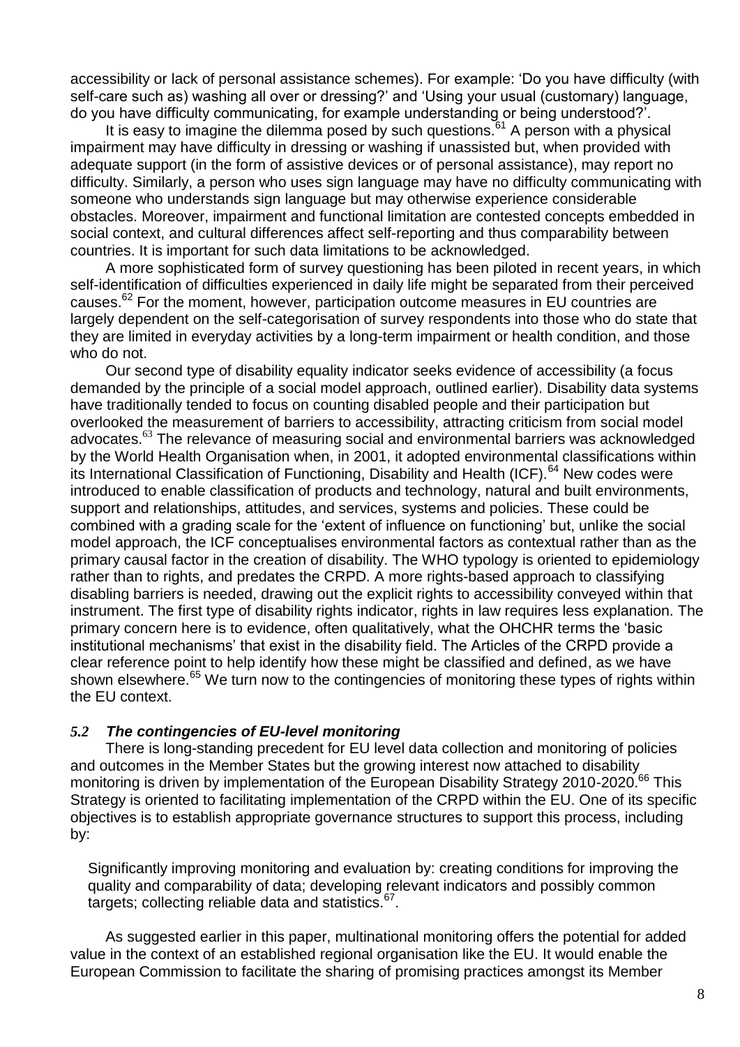accessibility or lack of personal assistance schemes). For example: 'Do you have difficulty (with self-care such as) washing all over or dressing?' and 'Using your usual (customary) language, do you have difficulty communicating, for example understanding or being understood?'.

It is easy to imagine the dilemma posed by such questions.[61] A person with a physical impairment may have difficulty in dressing or washing if unassisted but, when provided with adequate support (in the form of assistive devices or of personal assistance), may report no difficulty. Similarly, a person who uses sign language may have no difficulty communicating with someone who understands sign language but may otherwise experience considerable obstacles. Moreover, impairment and functional limitation are contested concepts embedded in social context, and cultural differences affect self-reporting and thus comparability between countries. It is important for such data limitations to be acknowledged.

A more sophisticated form of survey questioning has been piloted in recent years, in which self-identification of difficulties experienced in daily life might be separated from their perceived causes.[62] For the moment, however, participation outcome measures in EU countries are largely dependent on the self-categorisation of survey respondents into those who do state that they are limited in everyday activities by a long-term impairment or health condition, and those who do not.

Our second type of disability equality indicator seeks evidence of accessibility (a focus demanded by the principle of a social model approach, outlined earlier). Disability data systems have traditionally tended to focus on counting disabled people and their participation but overlooked the measurement of barriers to accessibility, attracting criticism from social model advocates.[63] The relevance of measuring social and environmental barriers was acknowledged by the World Health Organisation when, in 2001, it adopted environmental classifications within its International Classification of Functioning, Disability and Health (ICF).[64] New codes were introduced to enable classification of products and technology, natural and built environments, support and relationships, attitudes, and services, systems and policies. These could be combined with a grading scale for the 'extent of influence on functioning' but, unlike the social model approach, the ICF conceptualises environmental factors as contextual rather than as the primary causal factor in the creation of disability. The WHO typology is oriented to epidemiology rather than to rights, and predates the CRPD. A more rights-based approach to classifying disabling barriers is needed, drawing out the explicit rights to accessibility conveyed within that instrument. The first type of disability rights indicator, rights in law requires less explanation. The primary concern here is to evidence, often qualitatively, what the OHCHR terms the 'basic institutional mechanisms' that exist in the disability field. The Articles of the CRPD provide a clear reference point to help identify how these might be classified and defined, as we have shown elsewhere.[65] We turn now to the contingencies of monitoring these types of rights within the EU context.

### *5.2 The contingencies of EU-level monitoring*

There is long-standing precedent for EU level data collection and monitoring of policies and outcomes in the Member States but the growing interest now attached to disability monitoring is driven by implementation of the European Disability Strategy 2010-2020.[66] This Strategy is oriented to facilitating implementation of the CRPD within the EU. One of its specific objectives is to establish appropriate governance structures to support this process, including by:

> Significantly improving monitoring and evaluation by: creating conditions for improving the quality and comparability of data; developing relevant indicators and possibly common targets; collecting reliable data and statistics.[67].

As suggested earlier in this paper, multinational monitoring offers the potential for added value in the context of an established regional organisation like the EU. It would enable the European Commission to facilitate the sharing of promising practices amongst its Member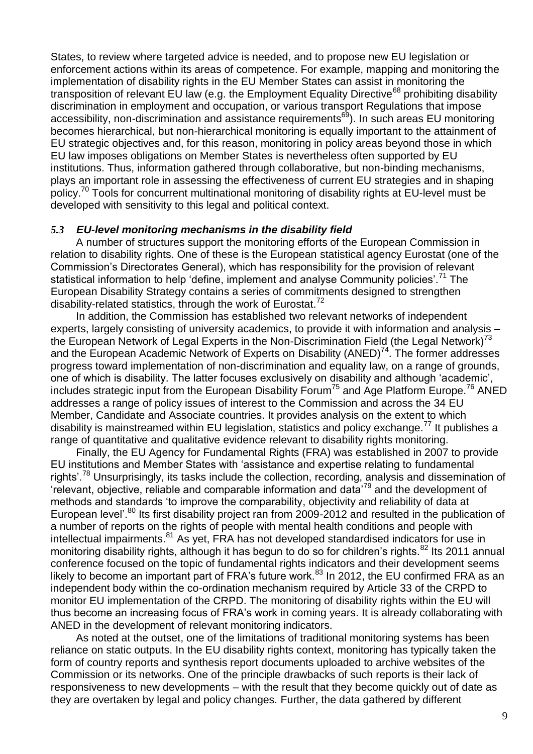States, to review where targeted advice is needed, and to propose new EU legislation or enforcement actions within its areas of competence. For example, mapping and monitoring the implementation of disability rights in the EU Member States can assist in monitoring the transposition of relevant EU law (e.g. the Employment Equality Directive[68] prohibiting disability discrimination in employment and occupation, or various transport Regulations that impose accessibility, non-discrimination and assistance requirements[69]). In such areas EU monitoring becomes hierarchical, but non-hierarchical monitoring is equally important to the attainment of EU strategic objectives and, for this reason, monitoring in policy areas beyond those in which EU law imposes obligations on Member States is nevertheless often supported by EU institutions. Thus, information gathered through collaborative, but non-binding mechanisms, plays an important role in assessing the effectiveness of current EU strategies and in shaping policy.[70] Tools for concurrent multinational monitoring of disability rights at EU-level must be developed with sensitivity to this legal and political context.

### *5.3 EU-level monitoring mechanisms in the disability field*

A number of structures support the monitoring efforts of the European Commission in relation to disability rights. One of these is the European statistical agency Eurostat (one of the Commission's Directorates General), which has responsibility for the provision of relevant statistical information to help 'define, implement and analyse Community policies'.[71] The European Disability Strategy contains a series of commitments designed to strengthen disability-related statistics, through the work of Eurostat.[72]

In addition, the Commission has established two relevant networks of independent experts, largely consisting of university academics, to provide it with information and analysis – the European Network of Legal Experts in the Non-Discrimination Field (the Legal Network)[73] and the European Academic Network of Experts on Disability (ANED)[74]. The former addresses progress toward implementation of non-discrimination and equality law, on a range of grounds, one of which is disability. The latter focuses exclusively on disability and although 'academic', includes strategic input from the European Disability Forum[75] and Age Platform Europe.[76] ANED addresses a range of policy issues of interest to the Commission and across the 34 EU Member, Candidate and Associate countries. It provides analysis on the extent to which disability is mainstreamed within EU legislation, statistics and policy exchange.[77] It publishes a range of quantitative and qualitative evidence relevant to disability rights monitoring.

Finally, the EU Agency for Fundamental Rights (FRA) was established in 2007 to provide EU institutions and Member States with 'assistance and expertise relating to fundamental rights'.[78] Unsurprisingly, its tasks include the collection, recording, analysis and dissemination of 'relevant, objective, reliable and comparable information and data'[79] and the development of methods and standards 'to improve the comparability, objectivity and reliability of data at European level'.[80] Its first disability project ran from 2009-2012 and resulted in the publication of a number of reports on the rights of people with mental health conditions and people with intellectual impairments.[81] As yet, FRA has not developed standardised indicators for use in monitoring disability rights, although it has begun to do so for children's rights.[82] Its 2011 annual conference focused on the topic of fundamental rights indicators and their development seems likely to become an important part of FRA's future work.[83] In 2012, the EU confirmed FRA as an independent body within the co-ordination mechanism required by Article 33 of the CRPD to monitor EU implementation of the CRPD. The monitoring of disability rights within the EU will thus become an increasing focus of FRA's work in coming years. It is already collaborating with ANED in the development of relevant monitoring indicators.

As noted at the outset, one of the limitations of traditional monitoring systems has been reliance on static outputs. In the EU disability rights context, monitoring has typically taken the form of country reports and synthesis report documents uploaded to archive websites of the Commission or its networks. One of the principle drawbacks of such reports is their lack of responsiveness to new developments – with the result that they become quickly out of date as they are overtaken by legal and policy changes. Further, the data gathered by different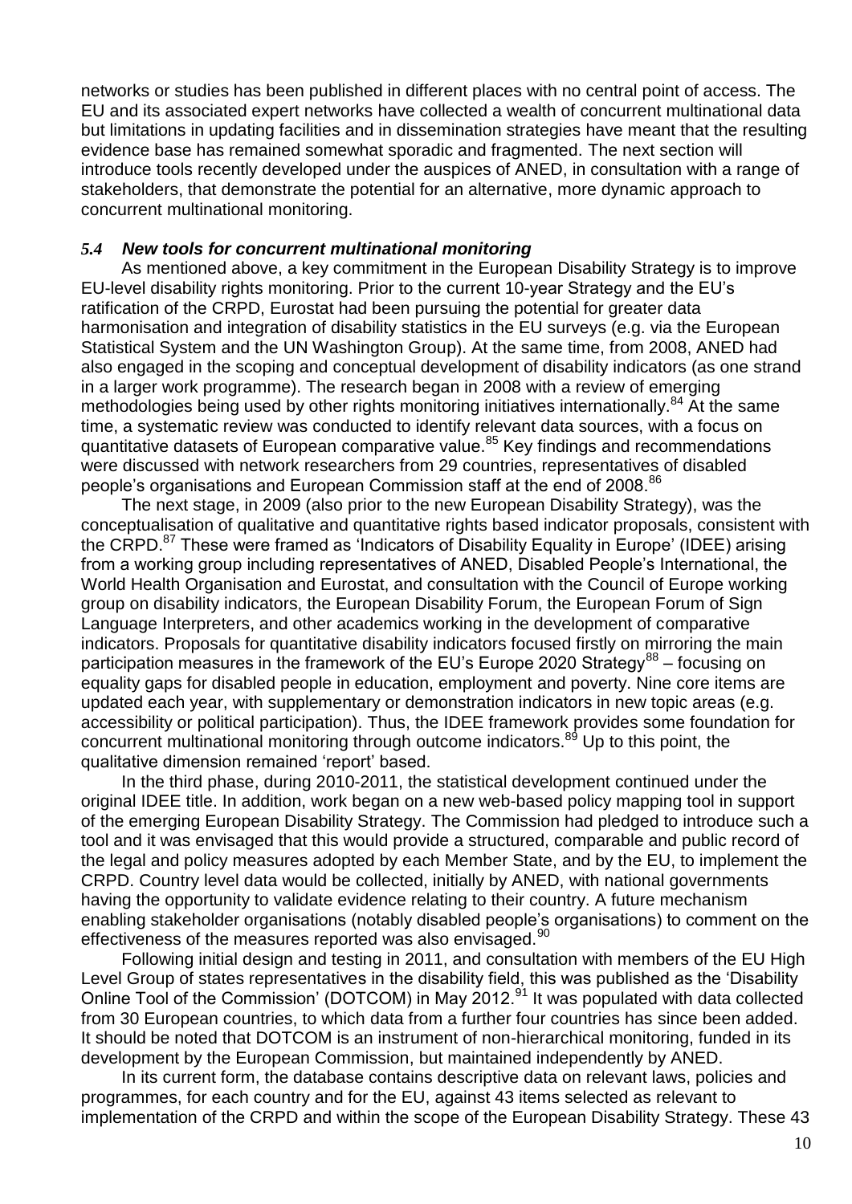networks or studies has been published in different places with no central point of access. The EU and its associated expert networks have collected a wealth of concurrent multinational data but limitations in updating facilities and in dissemination strategies have meant that the resulting evidence base has remained somewhat sporadic and fragmented. The next section will introduce tools recently developed under the auspices of ANED, in consultation with a range of stakeholders, that demonstrate the potential for an alternative, more dynamic approach to concurrent multinational monitoring.

### *5.4 New tools for concurrent multinational monitoring*

As mentioned above, a key commitment in the European Disability Strategy is to improve EU-level disability rights monitoring. Prior to the current 10-year Strategy and the EU's ratification of the CRPD, Eurostat had been pursuing the potential for greater data harmonisation and integration of disability statistics in the EU surveys (e.g. via the European Statistical System and the UN Washington Group). At the same time, from 2008, ANED had also engaged in the scoping and conceptual development of disability indicators (as one strand in a larger work programme). The research began in 2008 with a review of emerging methodologies being used by other rights monitoring initiatives internationally.[84] At the same time, a systematic review was conducted to identify relevant data sources, with a focus on quantitative datasets of European comparative value.[85] Key findings and recommendations were discussed with network researchers from 29 countries, representatives of disabled people's organisations and European Commission staff at the end of 2008.[86]

The next stage, in 2009 (also prior to the new European Disability Strategy), was the conceptualisation of qualitative and quantitative rights based indicator proposals, consistent with the CRPD.[87] These were framed as 'Indicators of Disability Equality in Europe' (IDEE) arising from a working group including representatives of ANED, Disabled People's International, the World Health Organisation and Eurostat, and consultation with the Council of Europe working group on disability indicators, the European Disability Forum, the European Forum of Sign Language Interpreters, and other academics working in the development of comparative indicators. Proposals for quantitative disability indicators focused firstly on mirroring the main participation measures in the framework of the EU's Europe 2020 Strategy[88] – focusing on equality gaps for disabled people in education, employment and poverty. Nine core items are updated each year, with supplementary or demonstration indicators in new topic areas (e.g. accessibility or political participation). Thus, the IDEE framework provides some foundation for concurrent multinational monitoring through outcome indicators.[89] Up to this point, the qualitative dimension remained 'report' based.

In the third phase, during 2010-2011, the statistical development continued under the original IDEE title. In addition, work began on a new web-based policy mapping tool in support of the emerging European Disability Strategy. The Commission had pledged to introduce such a tool and it was envisaged that this would provide a structured, comparable and public record of the legal and policy measures adopted by each Member State, and by the EU, to implement the CRPD. Country level data would be collected, initially by ANED, with national governments having the opportunity to validate evidence relating to their country. A future mechanism enabling stakeholder organisations (notably disabled people's organisations) to comment on the effectiveness of the measures reported was also envisaged.[90]

Following initial design and testing in 2011, and consultation with members of the EU High Level Group of states representatives in the disability field, this was published as the 'Disability Online Tool of the Commission' (DOTCOM) in May 2012.[91] It was populated with data collected from 30 European countries, to which data from a further four countries has since been added. It should be noted that DOTCOM is an instrument of non-hierarchical monitoring, funded in its development by the European Commission, but maintained independently by ANED.

In its current form, the database contains descriptive data on relevant laws, policies and programmes, for each country and for the EU, against 43 items selected as relevant to implementation of the CRPD and within the scope of the European Disability Strategy. These 43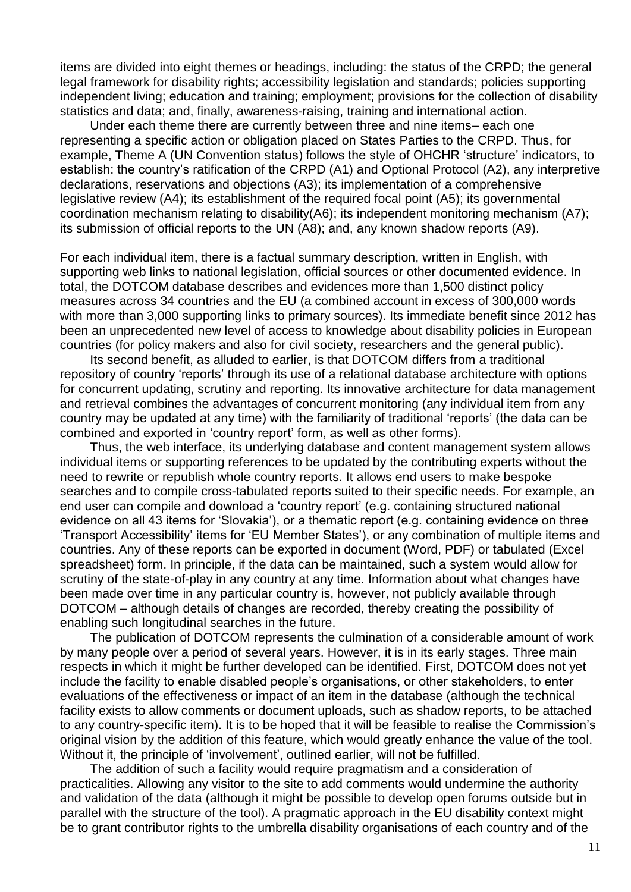items are divided into eight themes or headings, including: the status of the CRPD; the general legal framework for disability rights; accessibility legislation and standards; policies supporting independent living; education and training; employment; provisions for the collection of disability statistics and data; and, finally, awareness-raising, training and international action.

Under each theme there are currently between three and nine items– each one representing a specific action or obligation placed on States Parties to the CRPD. Thus, for example, Theme A (UN Convention status) follows the style of OHCHR 'structure' indicators, to establish: the country's ratification of the CRPD (A1) and Optional Protocol (A2), any interpretive declarations, reservations and objections (A3); its implementation of a comprehensive legislative review (A4); its establishment of the required focal point (A5); its governmental coordination mechanism relating to disability(A6); its independent monitoring mechanism (A7); its submission of official reports to the UN (A8); and, any known shadow reports (A9).

For each individual item, there is a factual summary description, written in English, with supporting web links to national legislation, official sources or other documented evidence. In total, the DOTCOM database describes and evidences more than 1,500 distinct policy measures across 34 countries and the EU (a combined account in excess of 300,000 words with more than 3,000 supporting links to primary sources). Its immediate benefit since 2012 has been an unprecedented new level of access to knowledge about disability policies in European countries (for policy makers and also for civil society, researchers and the general public).

Its second benefit, as alluded to earlier, is that DOTCOM differs from a traditional repository of country 'reports' through its use of a relational database architecture with options for concurrent updating, scrutiny and reporting. Its innovative architecture for data management and retrieval combines the advantages of concurrent monitoring (any individual item from any country may be updated at any time) with the familiarity of traditional 'reports' (the data can be combined and exported in 'country report' form, as well as other forms).

Thus, the web interface, its underlying database and content management system allows individual items or supporting references to be updated by the contributing experts without the need to rewrite or republish whole country reports. It allows end users to make bespoke searches and to compile cross-tabulated reports suited to their specific needs. For example, an end user can compile and download a 'country report' (e.g. containing structured national evidence on all 43 items for 'Slovakia'), or a thematic report (e.g. containing evidence on three 'Transport Accessibility' items for 'EU Member States'), or any combination of multiple items and countries. Any of these reports can be exported in document (Word, PDF) or tabulated (Excel spreadsheet) form. In principle, if the data can be maintained, such a system would allow for scrutiny of the state-of-play in any country at any time. Information about what changes have been made over time in any particular country is, however, not publicly available through DOTCOM – although details of changes are recorded, thereby creating the possibility of enabling such longitudinal searches in the future.

The publication of DOTCOM represents the culmination of a considerable amount of work by many people over a period of several years. However, it is in its early stages. Three main respects in which it might be further developed can be identified. First, DOTCOM does not yet include the facility to enable disabled people's organisations, or other stakeholders, to enter evaluations of the effectiveness or impact of an item in the database (although the technical facility exists to allow comments or document uploads, such as shadow reports, to be attached to any country-specific item). It is to be hoped that it will be feasible to realise the Commission's original vision by the addition of this feature, which would greatly enhance the value of the tool. Without it, the principle of 'involvement', outlined earlier, will not be fulfilled.

The addition of such a facility would require pragmatism and a consideration of practicalities. Allowing any visitor to the site to add comments would undermine the authority and validation of the data (although it might be possible to develop open forums outside but in parallel with the structure of the tool). A pragmatic approach in the EU disability context might be to grant contributor rights to the umbrella disability organisations of each country and of the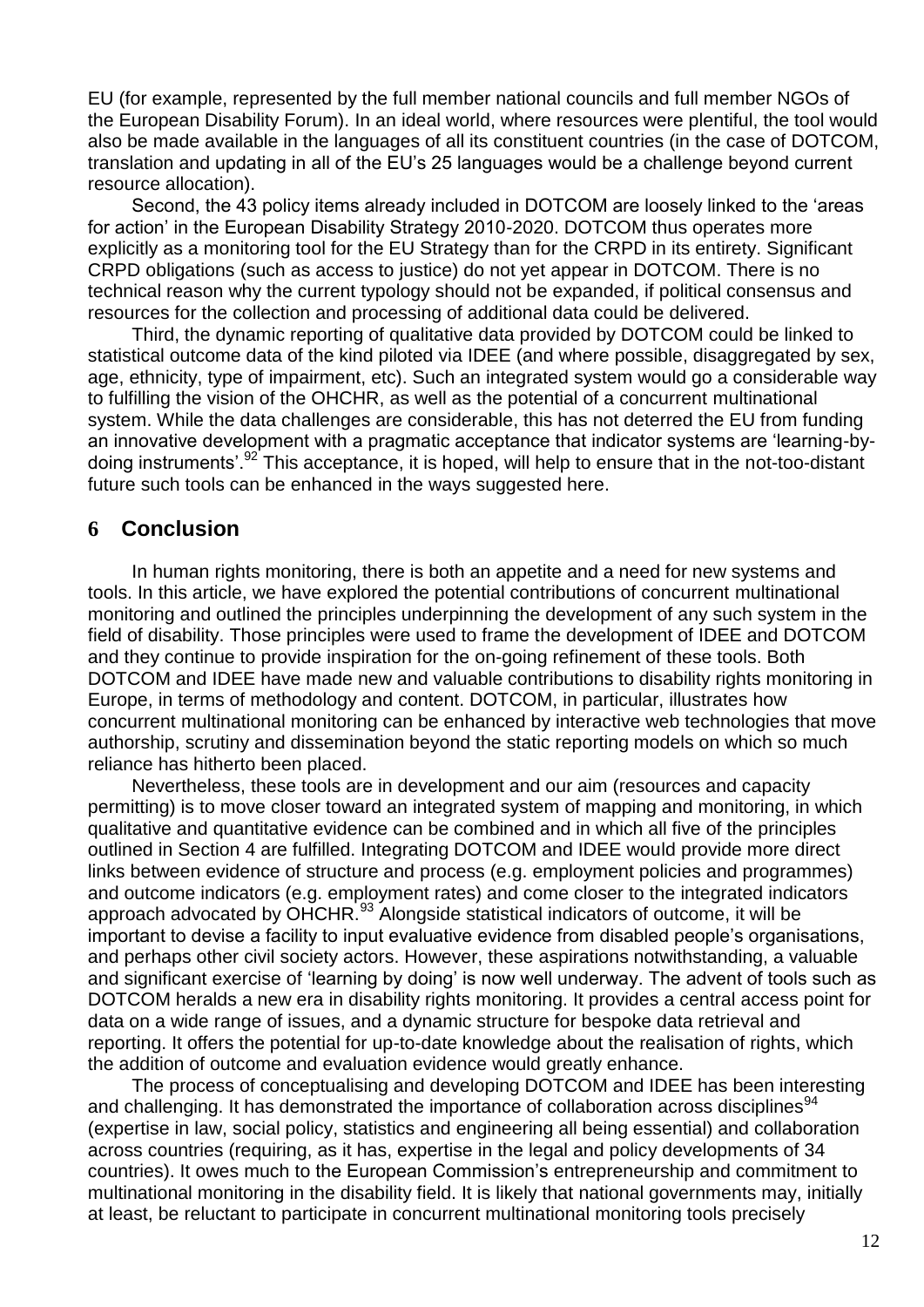EU (for example, represented by the full member national councils and full member NGOs of the European Disability Forum). In an ideal world, where resources were plentiful, the tool would also be made available in the languages of all its constituent countries (in the case of DOTCOM, translation and updating in all of the EU's 25 languages would be a challenge beyond current resource allocation).

Second, the 43 policy items already included in DOTCOM are loosely linked to the 'areas for action' in the European Disability Strategy 2010-2020. DOTCOM thus operates more explicitly as a monitoring tool for the EU Strategy than for the CRPD in its entirety. Significant CRPD obligations (such as access to justice) do not yet appear in DOTCOM. There is no technical reason why the current typology should not be expanded, if political consensus and resources for the collection and processing of additional data could be delivered.

Third, the dynamic reporting of qualitative data provided by DOTCOM could be linked to statistical outcome data of the kind piloted via IDEE (and where possible, disaggregated by sex, age, ethnicity, type of impairment, etc). Such an integrated system would go a considerable way to fulfilling the vision of the OHCHR, as well as the potential of a concurrent multinational system. While the data challenges are considerable, this has not deterred the EU from funding an innovative development with a pragmatic acceptance that indicator systems are 'learning-by-doing instruments'.[92] This acceptance, it is hoped, will help to ensure that in the not-too-distant future such tools can be enhanced in the ways suggested here.

## 6 Conclusion

In human rights monitoring, there is both an appetite and a need for new systems and tools. In this article, we have explored the potential contributions of concurrent multinational monitoring and outlined the principles underpinning the development of any such system in the field of disability. Those principles were used to frame the development of IDEE and DOTCOM and they continue to provide inspiration for the on-going refinement of these tools. Both DOTCOM and IDEE have made new and valuable contributions to disability rights monitoring in Europe, in terms of methodology and content. DOTCOM, in particular, illustrates how concurrent multinational monitoring can be enhanced by interactive web technologies that move authorship, scrutiny and dissemination beyond the static reporting models on which so much reliance has hitherto been placed.

Nevertheless, these tools are in development and our aim (resources and capacity permitting) is to move closer toward an integrated system of mapping and monitoring, in which qualitative and quantitative evidence can be combined and in which all five of the principles outlined in Section 4 are fulfilled. Integrating DOTCOM and IDEE would provide more direct links between evidence of structure and process (e.g. employment policies and programmes) and outcome indicators (e.g. employment rates) and come closer to the integrated indicators approach advocated by OHCHR.[93] Alongside statistical indicators of outcome, it will be important to devise a facility to input evaluative evidence from disabled people's organisations, and perhaps other civil society actors. However, these aspirations notwithstanding, a valuable and significant exercise of 'learning by doing' is now well underway. The advent of tools such as DOTCOM heralds a new era in disability rights monitoring. It provides a central access point for data on a wide range of issues, and a dynamic structure for bespoke data retrieval and reporting. It offers the potential for up-to-date knowledge about the realisation of rights, which the addition of outcome and evaluation evidence would greatly enhance.

The process of conceptualising and developing DOTCOM and IDEE has been interesting and challenging. It has demonstrated the importance of collaboration across disciplines[94] (expertise in law, social policy, statistics and engineering all being essential) and collaboration across countries (requiring, as it has, expertise in the legal and policy developments of 34 countries). It owes much to the European Commission's entrepreneurship and commitment to multinational monitoring in the disability field. It is likely that national governments may, initially at least, be reluctant to participate in concurrent multinational monitoring tools precisely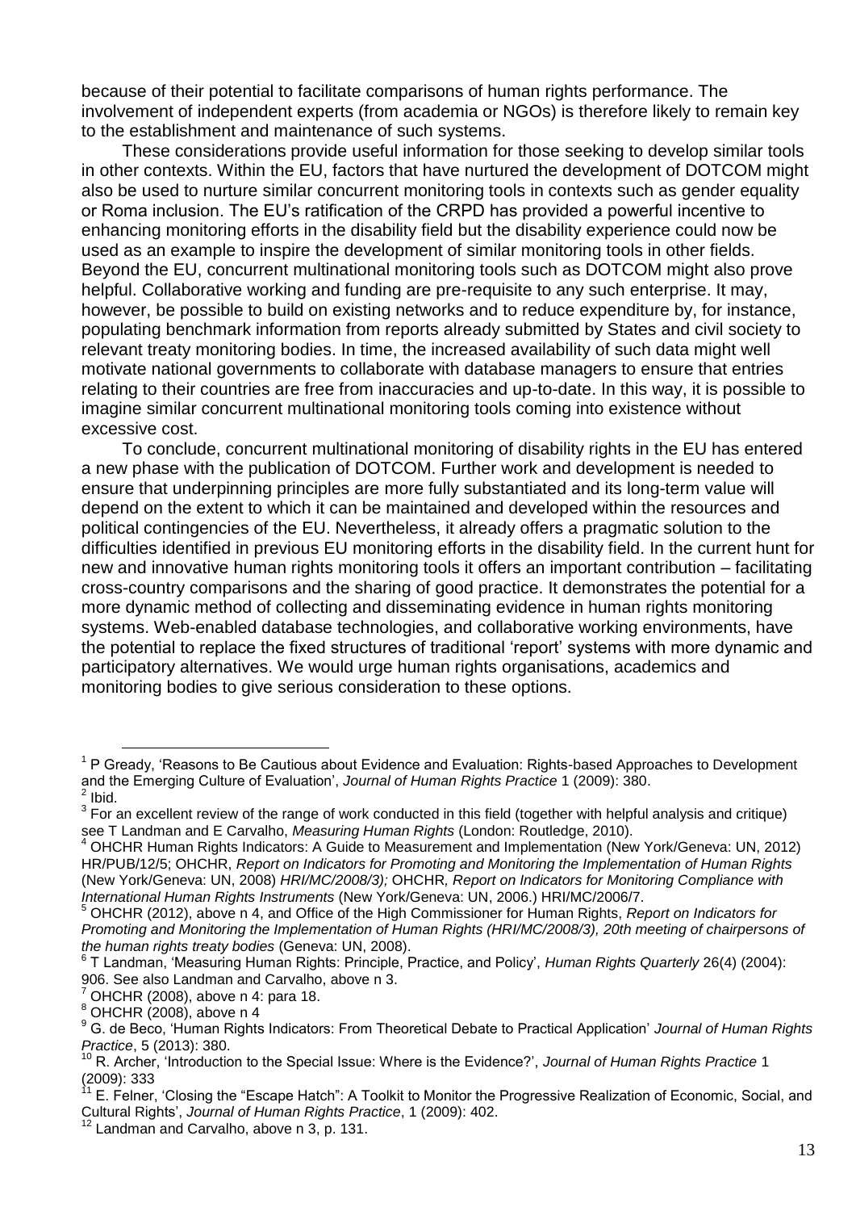because of their potential to facilitate comparisons of human rights performance. The involvement of independent experts (from academia or NGOs) is therefore likely to remain key to the establishment and maintenance of such systems.

These considerations provide useful information for those seeking to develop similar tools in other contexts. Within the EU, factors that have nurtured the development of DOTCOM might also be used to nurture similar concurrent monitoring tools in contexts such as gender equality or Roma inclusion. The EU's ratification of the CRPD has provided a powerful incentive to enhancing monitoring efforts in the disability field but the disability experience could now be used as an example to inspire the development of similar monitoring tools in other fields. Beyond the EU, concurrent multinational monitoring tools such as DOTCOM might also prove helpful. Collaborative working and funding are pre-requisite to any such enterprise. It may, however, be possible to build on existing networks and to reduce expenditure by, for instance, populating benchmark information from reports already submitted by States and civil society to relevant treaty monitoring bodies. In time, the increased availability of such data might well motivate national governments to collaborate with database managers to ensure that entries relating to their countries are free from inaccuracies and up-to-date. In this way, it is possible to imagine similar concurrent multinational monitoring tools coming into existence without excessive cost.

To conclude, concurrent multinational monitoring of disability rights in the EU has entered a new phase with the publication of DOTCOM. Further work and development is needed to ensure that underpinning principles are more fully substantiated and its long-term value will depend on the extent to which it can be maintained and developed within the resources and political contingencies of the EU. Nevertheless, it already offers a pragmatic solution to the difficulties identified in previous EU monitoring efforts in the disability field. In the current hunt for new and innovative human rights monitoring tools it offers an important contribution – facilitating cross-country comparisons and the sharing of good practice. It demonstrates the potential for a more dynamic method of collecting and disseminating evidence in human rights monitoring systems. Web-enabled database technologies, and collaborative working environments, have the potential to replace the fixed structures of traditional 'report' systems with more dynamic and participatory alternatives. We would urge human rights organisations, academics and monitoring bodies to give serious consideration to these options.

---

[1] P Gready, 'Reasons to Be Cautious about Evidence and Evaluation: Rights-based Approaches to Development and the Emerging Culture of Evaluation', *Journal of Human Rights Practice* 1 (2009): 380.

[2] Ibid.

[3] For an excellent review of the range of work conducted in this field (together with helpful analysis and critique) see T Landman and E Carvalho, *Measuring Human Rights* (London: Routledge, 2010).

[4] OHCHR Human Rights Indicators: A Guide to Measurement and Implementation (New York/Geneva: UN, 2012) HR/PUB/12/5; OHCHR, *Report on Indicators for Promoting and Monitoring the Implementation of Human Rights* (New York/Geneva: UN, 2008) *HRI/MC/2008/3);* OHCHR, *Report on Indicators for Monitoring Compliance with International Human Rights Instruments* (New York/Geneva: UN, 2006.) HRI/MC/2006/7.

[5] OHCHR (2012), above n 4, and Office of the High Commissioner for Human Rights, *Report on Indicators for Promoting and Monitoring the Implementation of Human Rights (HRI/MC/2008/3), 20th meeting of chairpersons of the human rights treaty bodies* (Geneva: UN, 2008).

[6] T Landman, 'Measuring Human Rights: Principle, Practice, and Policy', *Human Rights Quarterly* 26(4) (2004): 906. See also Landman and Carvalho, above n 3.

[7] OHCHR (2008), above n 4: para 18.

[8] OHCHR (2008), above n 4

[9] G. de Beco, 'Human Rights Indicators: From Theoretical Debate to Practical Application' *Journal of Human Rights Practice*, 5 (2013): 380.

[10] R. Archer, 'Introduction to the Special Issue: Where is the Evidence?', *Journal of Human Rights Practice* 1 (2009): 333

[11] E. Felner, 'Closing the "Escape Hatch": A Toolkit to Monitor the Progressive Realization of Economic, Social, and Cultural Rights', *Journal of Human Rights Practice*, 1 (2009): 402.

[12] Landman and Carvalho, above n 3, p. 131.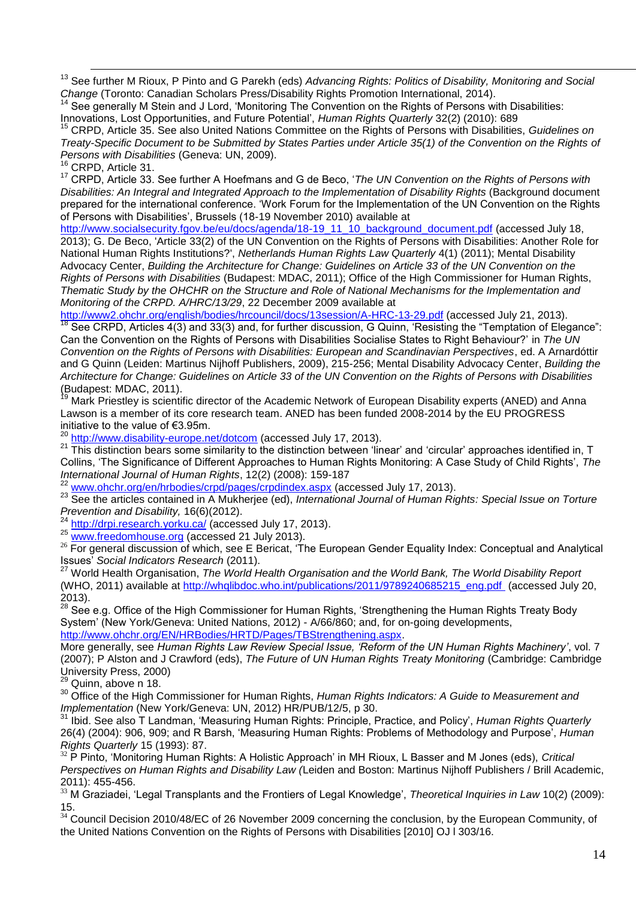[13] See further M Rioux, P Pinto and G Parekh (eds) *Advancing Rights: Politics of Disability, Monitoring and Social Change* (Toronto: Canadian Scholars Press/Disability Rights Promotion International, 2014).

[14] See generally M Stein and J Lord, 'Monitoring The Convention on the Rights of Persons with Disabilities: Innovations, Lost Opportunities, and Future Potential', *Human Rights Quarterly* 32(2) (2010): 689

[15] CRPD, Article 35. See also United Nations Committee on the Rights of Persons with Disabilities, *Guidelines on Treaty-Specific Document to be Submitted by States Parties under Article 35(1) of the Convention on the Rights of Persons with Disabilities* (Geneva: UN, 2009).

[16] CRPD, Article 31.

[17] CRPD, Article 33. See further A Hoefmans and G de Beco, '*The UN Convention on the Rights of Persons with Disabilities: An Integral and Integrated Approach to the Implementation of Disability Rights* (Background document prepared for the international conference. 'Work Forum for the Implementation of the UN Convention on the Rights of Persons with Disabilities', Brussels (18-19 November 2010) available at http://www.socialsecurity.fgov.be/eu/docs/agenda/18-19_11_10_background_document.pdf (accessed July 18, 2013); G. De Beco, 'Article 33(2) of the UN Convention on the Rights of Persons with Disabilities: Another Role for National Human Rights Institutions?', *Netherlands Human Rights Law Quarterly* 4(1) (2011); Mental Disability Advocacy Center, *Building the Architecture for Change: Guidelines on Article 33 of the UN Convention on the Rights of Persons with Disabilities* (Budapest: MDAC, 2011); Office of the High Commissioner for Human Rights, *Thematic Study by the OHCHR on the Structure and Role of National Mechanisms for the Implementation and Monitoring of the CRPD. A/HRC/13/29*, 22 December 2009 available at http://www2.ohchr.org/english/bodies/hrcouncil/docs/13session/A-HRC-13-29.pdf (accessed July 21, 2013).

[18] See CRPD, Articles 4(3) and 33(3) and, for further discussion, G Quinn, 'Resisting the "Temptation of Elegance": Can the Convention on the Rights of Persons with Disabilities Socialise States to Right Behaviour?' in *The UN Convention on the Rights of Persons with Disabilities: European and Scandinavian Perspectives*, ed. A Arnardóttir and G Quinn (Leiden: Martinus Nijhoff Publishers, 2009), 215-256; Mental Disability Advocacy Center, *Building the Architecture for Change: Guidelines on Article 33 of the UN Convention on the Rights of Persons with Disabilities* (Budapest: MDAC, 2011).

[19] Mark Priestley is scientific director of the Academic Network of European Disability experts (ANED) and Anna Lawson is a member of its core research team. ANED has been funded 2008-2014 by the EU PROGRESS initiative to the value of €3.95m.

[20] http://www.disability-europe.net/dotcom (accessed July 17, 2013).

[21] This distinction bears some similarity to the distinction between 'linear' and 'circular' approaches identified in, T Collins, 'The Significance of Different Approaches to Human Rights Monitoring: A Case Study of Child Rights', *The International Journal of Human Rights*, 12(2) (2008): 159-187

[22] www.ohchr.org/en/hrbodies/crpd/pages/crpdindex.aspx (accessed July 17, 2013).

[23] See the articles contained in A Mukherjee (ed), *International Journal of Human Rights: Special Issue on Torture Prevention and Disability,* 16(6)(2012).

[24] http://drpi.research.yorku.ca/ (accessed July 17, 2013).

[25] www.freedomhouse.org (accessed 21 July 2013).

[26] For general discussion of which, see E Bericat, 'The European Gender Equality Index: Conceptual and Analytical Issues' *Social Indicators Research* (2011).

[27] World Health Organisation, *The World Health Organisation and the World Bank, The World Disability Report* (WHO, 2011) available at http://whqlibdoc.who.int/publications/2011/9789240685215_eng.pdf (accessed July 20, 2013).

[28] See e.g. Office of the High Commissioner for Human Rights, 'Strengthening the Human Rights Treaty Body System' (New York/Geneva: United Nations, 2012) - A/66/860; and, for on-going developments, http://www.ohchr.org/EN/HRBodies/HRTD/Pages/TBStrengthening.aspx.
More generally, see *Human Rights Law Review Special Issue, 'Reform of the UN Human Rights Machinery'*, vol. 7 (2007); P Alston and J Crawford (eds), *The Future of UN Human Rights Treaty Monitoring* (Cambridge: Cambridge University Press, 2000)

[29] Quinn, above n 18.

[30] Office of the High Commissioner for Human Rights, *Human Rights Indicators: A Guide to Measurement and Implementation* (New York/Geneva: UN, 2012) HR/PUB/12/5, p 30.

[31] Ibid. See also T Landman, 'Measuring Human Rights: Principle, Practice, and Policy', *Human Rights Quarterly* 26(4) (2004): 906, 909; and R Barsh, 'Measuring Human Rights: Problems of Methodology and Purpose', *Human Rights Quarterly* 15 (1993): 87.

[32] P Pinto, 'Monitoring Human Rights: A Holistic Approach' in MH Rioux, L Basser and M Jones (eds), *Critical Perspectives on Human Rights and Disability Law (*Leiden and Boston: Martinus Nijhoff Publishers / Brill Academic, 2011): 455-456.

[33] M Graziadei, 'Legal Transplants and the Frontiers of Legal Knowledge', *Theoretical Inquiries in Law* 10(2) (2009): 15.

[34] Council Decision 2010/48/EC of 26 November 2009 concerning the conclusion, by the European Community, of the United Nations Convention on the Rights of Persons with Disabilities [2010] OJ l 303/16.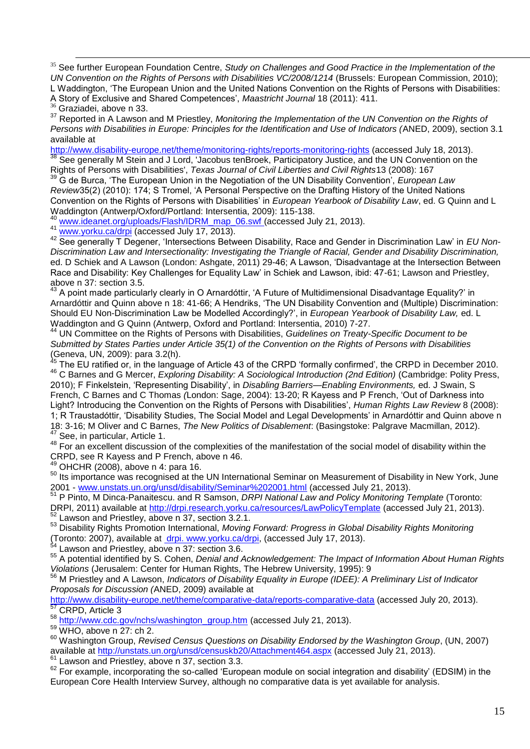[35] See further European Foundation Centre, *Study on Challenges and Good Practice in the Implementation of the UN Convention on the Rights of Persons with Disabilities VC/2008/1214* (Brussels: European Commission, 2010); L Waddington, 'The European Union and the United Nations Convention on the Rights of Persons with Disabilities: A Story of Exclusive and Shared Competences', *Maastricht Journal* 18 (2011): 411.

[36] Graziadei, above n 33.

[37] Reported in A Lawson and M Priestley, *Monitoring the Implementation of the UN Convention on the Rights of Persons with Disabilities in Europe: Principles for the Identification and Use of Indicators (*ANED, 2009), section 3.1 available at http://www.disability-europe.net/theme/monitoring-rights/reports-monitoring-rights (accessed July 18, 2013).

[38] See generally M Stein and J Lord, 'Jacobus tenBroek, Participatory Justice, and the UN Convention on the Rights of Persons with Disabilities', *Texas Journal of Civil Liberties and Civil Rights*13 (2008): 167

[39] G de Burca, 'The European Union in the Negotiation of the UN Disability Convention', *European Law Review*35(2) (2010): 174; S Tromel, 'A Personal Perspective on the Drafting History of the United Nations Convention on the Rights of Persons with Disabilities' in *European Yearbook of Disability Law*, ed. G Quinn and L Waddington (Antwerp/Oxford/Portland: Intersentia, 2009): 115-138.

[40] www.ideanet.org/uploads/Flash/IDRM_map_06.swf (accessed July 21, 2013).

[41] www.yorku.ca/drpi (accessed July 17, 2013).

[42] See generally T Degener, 'Intersections Between Disability, Race and Gender in Discrimination Law' in *EU Non-Discrimination Law and Intersectionality: Investigating the Triangle of Racial, Gender and Disability Discrimination,* ed. D Schiek and A Lawson (London: Ashgate, 2011) 29-46; A Lawson, 'Disadvantage at the Intersection Between Race and Disability: Key Challenges for Equality Law' in Schiek and Lawson, ibid: 47-61; Lawson and Priestley, above n 37: section 3.5.

[43] A point made particularly clearly in O Arnardóttir, 'A Future of Multidimensional Disadvantage Equality?' in Arnardóttir and Quinn above n 18: 41-66; A Hendriks, 'The UN Disability Convention and (Multiple) Discrimination: Should EU Non-Discrimination Law be Modelled Accordingly?', in *European Yearbook of Disability Law,* ed. L Waddington and G Quinn (Antwerp, Oxford and Portland: Intersentia, 2010) 7-27.

[44] UN Committee on the Rights of Persons with Disabilities, *Guidelines on Treaty-Specific Document to be Submitted by States Parties under Article 35(1) of the Convention on the Rights of Persons with Disabilities* (Geneva, UN, 2009): para 3.2(h).

[45] The EU ratified or, in the language of Article 43 of the CRPD 'formally confirmed', the CRPD in December 2010.

[46] C Barnes and G Mercer, *Exploring Disability: A Sociological Introduction (2nd Edition)* (Cambridge: Polity Press, 2010); F Finkelstein, 'Representing Disability', in *Disabling Barriers—Enabling Environments,* ed. J Swain, S French, C Barnes and C Thomas *(*London: Sage, 2004): 13-20; R Kayess and P French, 'Out of Darkness into Light? Introducing the Convention on the Rights of Persons with Disabilities', *Human Rights Law Review* 8 (2008): 1; R Traustadóttir, 'Disability Studies, The Social Model and Legal Developments' in Arnardóttir and Quinn above n 18: 3-16; M Oliver and C Barnes, *The New Politics of Disablement*: (Basingstoke: Palgrave Macmillan, 2012).

[47] See, in particular, Article 1.

[48] For an excellent discussion of the complexities of the manifestation of the social model of disability within the CRPD, see R Kayess and P French, above n 46.

[49] OHCHR (2008), above n 4: para 16.

[50] Its importance was recognised at the UN International Seminar on Measurement of Disability in New York, June 2001 - www.unstats.un.org/unsd/disability/Seminar%202001.html (accessed July 21, 2013).

[51] P Pinto, M Dinca-Panaitescu. and R Samson, *DRPI National Law and Policy Monitoring Template* (Toronto: DRPI, 2011) available at http://drpi.research.yorku.ca/resources/LawPolicyTemplate (accessed July 21, 2013).

[52] Lawson and Priestley, above n 37, section 3.2.1.

[53] Disability Rights Promotion International, *Moving Forward: Progress in Global Disability Rights Monitoring* (Toronto: 2007), available at drpi. www.yorku.ca/drpi, (accessed July 17, 2013).

[54] Lawson and Priestley, above n 37: section 3.6.

[55] A potential identified by S. Cohen, *Denial and Acknowledgement: The Impact of Information About Human Rights Violations* (Jerusalem: Center for Human Rights, The Hebrew University, 1995): 9

[56] M Priestley and A Lawson, *Indicators of Disability Equality in Europe (IDEE): A Preliminary List of Indicator Proposals for Discussion (*ANED, 2009) available at http://www.disability-europe.net/theme/comparative-data/reports-comparative-data (accessed July 20, 2013).

[57] CRPD, Article 3

[58] http://www.cdc.gov/nchs/washington_group.htm (accessed July 21, 2013).

[59] WHO, above n 27: ch 2.

[60] Washington Group, *Revised Census Questions on Disability Endorsed by the Washington Group*, (UN, 2007) available at http://unstats.un.org/unsd/censuskb20/Attachment464.aspx (accessed July 21, 2013).

[61] Lawson and Priestley, above n 37, section 3.3.

[62] For example, incorporating the so-called 'European module on social integration and disability' (EDSIM) in the European Core Health Interview Survey, although no comparative data is yet available for analysis.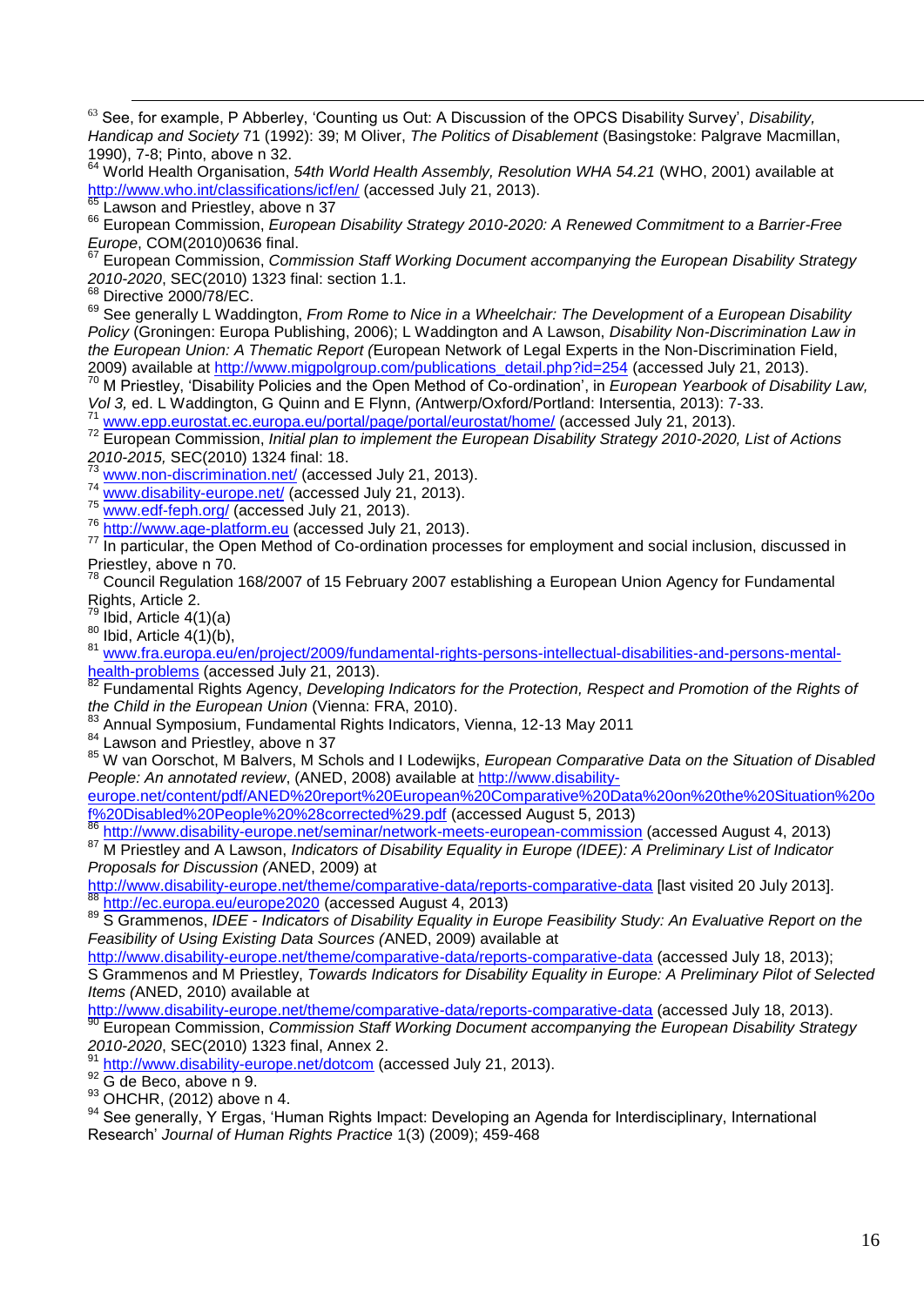[63] See, for example, P Abberley, 'Counting us Out: A Discussion of the OPCS Disability Survey', *Disability, Handicap and Society* 71 (1992): 39; M Oliver, *The Politics of Disablement* (Basingstoke: Palgrave Macmillan, 1990), 7-8; Pinto, above n 32.

[64] World Health Organisation, *54th World Health Assembly, Resolution WHA 54.21* (WHO, 2001) available at http://www.who.int/classifications/icf/en/ (accessed July 21, 2013).

[65] Lawson and Priestley, above n 37

[66] European Commission, *European Disability Strategy 2010-2020: A Renewed Commitment to a Barrier-Free Europe*, COM(2010)0636 final.

[67] European Commission, *Commission Staff Working Document accompanying the European Disability Strategy 2010-2020*, SEC(2010) 1323 final: section 1.1.

[68] Directive 2000/78/EC.

[69] See generally L Waddington, *From Rome to Nice in a Wheelchair: The Development of a European Disability Policy* (Groningen: Europa Publishing, 2006); L Waddington and A Lawson, *Disability Non-Discrimination Law in the European Union: A Thematic Report (*European Network of Legal Experts in the Non-Discrimination Field, 2009) available at http://www.migpolgroup.com/publications_detail.php?id=254 (accessed July 21, 2013).

[70] M Priestley, 'Disability Policies and the Open Method of Co-ordination', in *European Yearbook of Disability Law, Vol 3,* ed. L Waddington, G Quinn and E Flynn, *(*Antwerp/Oxford/Portland: Intersentia, 2013): 7-33.

[71] www.epp.eurostat.ec.europa.eu/portal/page/portal/eurostat/home/ (accessed July 21, 2013).

[72] European Commission, *Initial plan to implement the European Disability Strategy 2010-2020, List of Actions 2010-2015,* SEC(2010) 1324 final: 18.

[73] www.non-discrimination.net/ (accessed July 21, 2013).

[74] www.disability-europe.net/ (accessed July 21, 2013).

[75] www.edf-feph.org/ (accessed July 21, 2013).

[76] http://www.age-platform.eu (accessed July 21, 2013).

[77] In particular, the Open Method of Co-ordination processes for employment and social inclusion, discussed in Priestley, above n 70.

[78] Council Regulation 168/2007 of 15 February 2007 establishing a European Union Agency for Fundamental Rights, Article 2.

[79] Ibid, Article 4(1)(a)

[80] Ibid, Article 4(1)(b),

[81] www.fra.europa.eu/en/project/2009/fundamental-rights-persons-intellectual-disabilities-and-persons-mental-health-problems (accessed July 21, 2013).

[82] Fundamental Rights Agency, *Developing Indicators for the Protection, Respect and Promotion of the Rights of the Child in the European Union* (Vienna: FRA, 2010).

[83] Annual Symposium, Fundamental Rights Indicators, Vienna, 12-13 May 2011

[84] Lawson and Priestley, above n 37

[85] W van Oorschot, M Balvers, M Schols and I Lodewijks, *European Comparative Data on the Situation of Disabled People: An annotated review*, (ANED, 2008) available at http://www.disability-europe.net/content/pdf/ANED%20report%20European%20Comparative%20Data%20on%20the%20Situation%20of%20Disabled%20People%20%28corrected%29.pdf (accessed August 5, 2013)

[86] http://www.disability-europe.net/seminar/network-meets-european-commission (accessed August 4, 2013)

[87] M Priestley and A Lawson, *Indicators of Disability Equality in Europe (IDEE): A Preliminary List of Indicator Proposals for Discussion (*ANED, 2009) at http://www.disability-europe.net/theme/comparative-data/reports-comparative-data [last visited 20 July 2013].

[88] http://ec.europa.eu/europe2020 (accessed August 4, 2013)

[89] S Grammenos, *IDEE - Indicators of Disability Equality in Europe Feasibility Study: An Evaluative Report on the Feasibility of Using Existing Data Sources (*ANED, 2009) available at http://www.disability-europe.net/theme/comparative-data/reports-comparative-data (accessed July 18, 2013); S Grammenos and M Priestley, *Towards Indicators for Disability Equality in Europe: A Preliminary Pilot of Selected Items (*ANED, 2010) available at http://www.disability-europe.net/theme/comparative-data/reports-comparative-data (accessed July 18, 2013).

[90] European Commission, *Commission Staff Working Document accompanying the European Disability Strategy 2010-2020*, SEC(2010) 1323 final, Annex 2.

[91] http://www.disability-europe.net/dotcom (accessed July 21, 2013).

[92] G de Beco, above n 9.

[93] OHCHR, (2012) above n 4.

[94] See generally, Y Ergas, 'Human Rights Impact: Developing an Agenda for Interdisciplinary, International Research' *Journal of Human Rights Practice* 1(3) (2009); 459-468